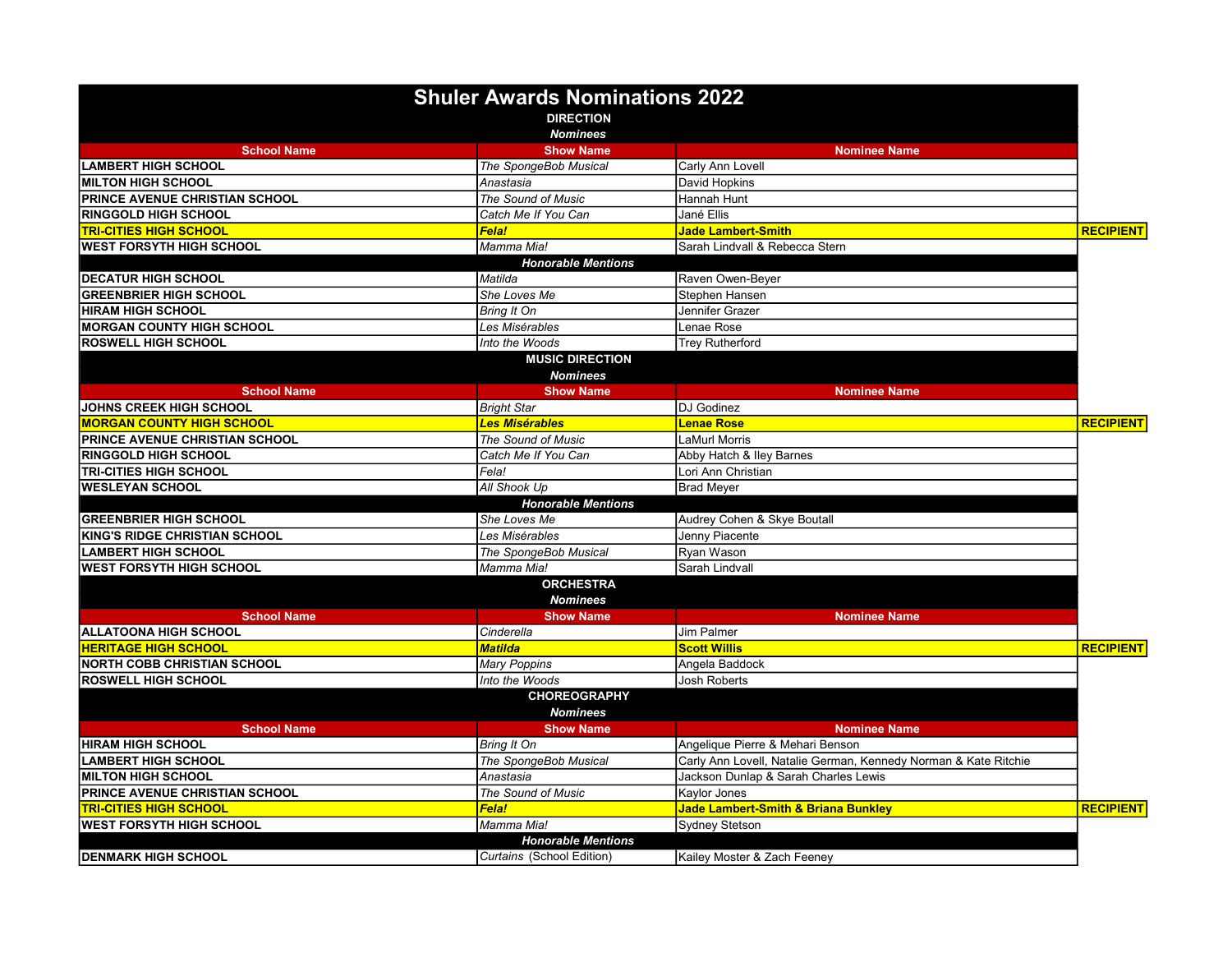# Shuler Awards Nominations 2022

## DIRECTION

*Nominees*

| School Name | Show Name | Nominee Name | |
|---|---|---|---|
| LAMBERT HIGH SCHOOL | *The SpongeBob Musical* | Carly Ann Lovell | |
| MILTON HIGH SCHOOL | *Anastasia* | David Hopkins | |
| PRINCE AVENUE CHRISTIAN SCHOOL | *The Sound of Music* | Hannah Hunt | |
| RINGGOLD HIGH SCHOOL | *Catch Me If You Can* | Jané Ellis | |
| **TRI-CITIES HIGH SCHOOL** | ***Fela!*** | **Jade Lambert-Smith** | **RECIPIENT** |
| WEST FORSYTH HIGH SCHOOL | *Mamma Mia!* | Sarah Lindvall & Rebecca Stern | |
| ***Honorable Mentions*** | | | |
| DECATUR HIGH SCHOOL | *Matilda* | Raven Owen-Beyer | |
| GREENBRIER HIGH SCHOOL | *She Loves Me* | Stephen Hansen | |
| HIRAM HIGH SCHOOL | *Bring It On* | Jennifer Grazer | |
| MORGAN COUNTY HIGH SCHOOL | *Les Misérables* | Lenae Rose | |
| ROSWELL HIGH SCHOOL | *Into the Woods* | Trey Rutherford | |

## MUSIC DIRECTION

*Nominees*

| School Name | Show Name | Nominee Name | |
|---|---|---|---|
| JOHNS CREEK HIGH SCHOOL | *Bright Star* | DJ Godinez | |
| **MORGAN COUNTY HIGH SCHOOL** | ***Les Misérables*** | **Lenae Rose** | **RECIPIENT** |
| PRINCE AVENUE CHRISTIAN SCHOOL | *The Sound of Music* | LaMurl Morris | |
| RINGGOLD HIGH SCHOOL | *Catch Me If You Can* | Abby Hatch & Iley Barnes | |
| TRI-CITIES HIGH SCHOOL | *Fela!* | Lori Ann Christian | |
| WESLEYAN SCHOOL | *All Shook Up* | Brad Meyer | |
| ***Honorable Mentions*** | | | |
| GREENBRIER HIGH SCHOOL | *She Loves Me* | Audrey Cohen & Skye Boutall | |
| KING'S RIDGE CHRISTIAN SCHOOL | *Les Misérables* | Jenny Piacente | |
| LAMBERT HIGH SCHOOL | *The SpongeBob Musical* | Ryan Wason | |
| WEST FORSYTH HIGH SCHOOL | *Mamma Mia!* | Sarah Lindvall | |

## ORCHESTRA

*Nominees*

| School Name | Show Name | Nominee Name | |
|---|---|---|---|
| ALLATOONA HIGH SCHOOL | *Cinderella* | Jim Palmer | |
| **HERITAGE HIGH SCHOOL** | ***Matilda*** | **Scott Willis** | **RECIPIENT** |
| NORTH COBB CHRISTIAN SCHOOL | *Mary Poppins* | Angela Baddock | |
| ROSWELL HIGH SCHOOL | *Into the Woods* | Josh Roberts | |

## CHOREOGRAPHY

*Nominees*

| School Name | Show Name | Nominee Name | |
|---|---|---|---|
| HIRAM HIGH SCHOOL | *Bring It On* | Angelique Pierre & Mehari Benson | |
| LAMBERT HIGH SCHOOL | *The SpongeBob Musical* | Carly Ann Lovell, Natalie German, Kennedy Norman & Kate Ritchie | |
| MILTON HIGH SCHOOL | *Anastasia* | Jackson Dunlap & Sarah Charles Lewis | |
| PRINCE AVENUE CHRISTIAN SCHOOL | *The Sound of Music* | Kaylor Jones | |
| **TRI-CITIES HIGH SCHOOL** | ***Fela!*** | **Jade Lambert-Smith & Briana Bunkley** | **RECIPIENT** |
| WEST FORSYTH HIGH SCHOOL | *Mamma Mia!* | Sydney Stetson | |
| ***Honorable Mentions*** | | | |
| DENMARK HIGH SCHOOL | *Curtains* (School Edition) | Kailey Moster & Zach Feeney | |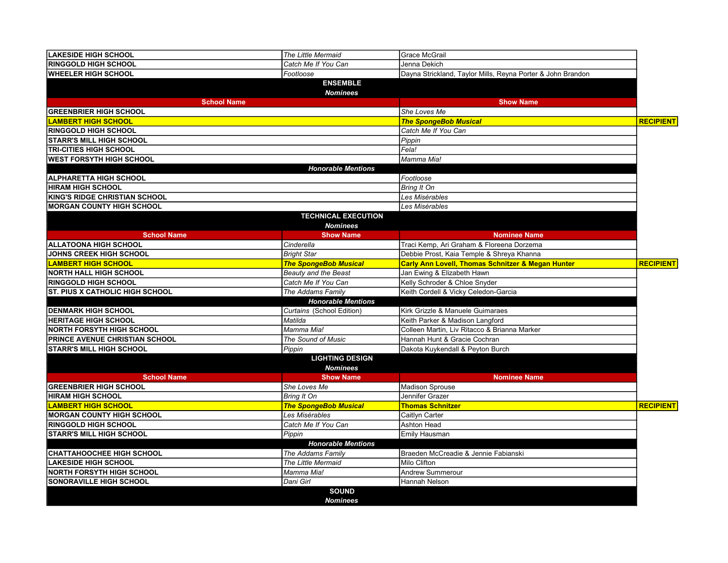| | | | |
|---|---|---|---|
| LAKESIDE HIGH SCHOOL | *The Little Mermaid* | Grace McGrail | |
| RINGGOLD HIGH SCHOOL | *Catch Me If You Can* | Jenna Dekich | |
| WHEELER HIGH SCHOOL | *Footloose* | Dayna Strickland, Taylor Mills, Reyna Porter & John Brandon | |

## ENSEMBLE

***Nominees***

| School Name | Show Name | |
|---|---|---|
| GREENBRIER HIGH SCHOOL | *She Loves Me* | |
| **LAMBERT HIGH SCHOOL** | ***The SpongeBob Musical*** | **RECIPIENT** |
| RINGGOLD HIGH SCHOOL | *Catch Me If You Can* | |
| STARR'S MILL HIGH SCHOOL | *Pippin* | |
| TRI-CITIES HIGH SCHOOL | *Fela!* | |
| WEST FORSYTH HIGH SCHOOL | *Mamma Mia!* | |
| ***Honorable Mentions*** | | |
| ALPHARETTA HIGH SCHOOL | *Footloose* | |
| HIRAM HIGH SCHOOL | *Bring It On* | |
| KING'S RIDGE CHRISTIAN SCHOOL | *Les Misérables* | |
| MORGAN COUNTY HIGH SCHOOL | *Les Misérables* | |

## TECHNICAL EXECUTION

***Nominees***

| School Name | Show Name | Nominee Name | |
|---|---|---|---|
| ALLATOONA HIGH SCHOOL | *Cinderella* | Traci Kemp, Ari Graham & Floreena Dorzema | |
| JOHNS CREEK HIGH SCHOOL | *Bright Star* | Debbie Prost, Kaia Temple & Shreya Khanna | |
| **LAMBERT HIGH SCHOOL** | ***The SpongeBob Musical*** | **Carly Ann Lovell, Thomas Schnitzer & Megan Hunter** | **RECIPIENT** |
| NORTH HALL HIGH SCHOOL | *Beauty and the Beast* | Jan Ewing & Elizabeth Hawn | |
| RINGGOLD HIGH SCHOOL | *Catch Me If You Can* | Kelly Schroder & Chloe Snyder | |
| ST. PIUS X CATHOLIC HIGH SCHOOL | *The Addams Family* | Keith Cordell & Vicky Celedon-Garcia | |
| ***Honorable Mentions*** | | | |
| DENMARK HIGH SCHOOL | *Curtains* (School Edition) | Kirk Grizzle & Manuele Guimaraes | |
| HERITAGE HIGH SCHOOL | *Matilda* | Keith Parker & Madison Langford | |
| NORTH FORSYTH HIGH SCHOOL | *Mamma Mia!* | Colleen Martin, Liv Ritacco & Brianna Marker | |
| PRINCE AVENUE CHRISTIAN SCHOOL | *The Sound of Music* | Hannah Hunt & Gracie Cochran | |
| STARR'S MILL HIGH SCHOOL | *Pippin* | Dakota Kuykendall & Peyton Burch | |

## LIGHTING DESIGN

***Nominees***

| School Name | Show Name | Nominee Name | |
|---|---|---|---|
| GREENBRIER HIGH SCHOOL | *She Loves Me* | Madison Sprouse | |
| HIRAM HIGH SCHOOL | *Bring It On* | Jennifer Grazer | |
| **LAMBERT HIGH SCHOOL** | ***The SpongeBob Musical*** | **Thomas Schnitzer** | **RECIPIENT** |
| MORGAN COUNTY HIGH SCHOOL | *Les Misérables* | Caitlyn Carter | |
| RINGGOLD HIGH SCHOOL | *Catch Me If You Can* | Ashton Head | |
| STARR'S MILL HIGH SCHOOL | *Pippin* | Emily Hausman | |
| ***Honorable Mentions*** | | | |
| CHATTAHOOCHEE HIGH SCHOOL | *The Addams Family* | Braeden McCreadie & Jennie Fabianski | |
| LAKESIDE HIGH SCHOOL | *The Little Mermaid* | Milo Clifton | |
| NORTH FORSYTH HIGH SCHOOL | *Mamma Mia!* | Andrew Summerour | |
| SONORAVILLE HIGH SCHOOL | *Dani Girl* | Hannah Nelson | |

## SOUND

***Nominees***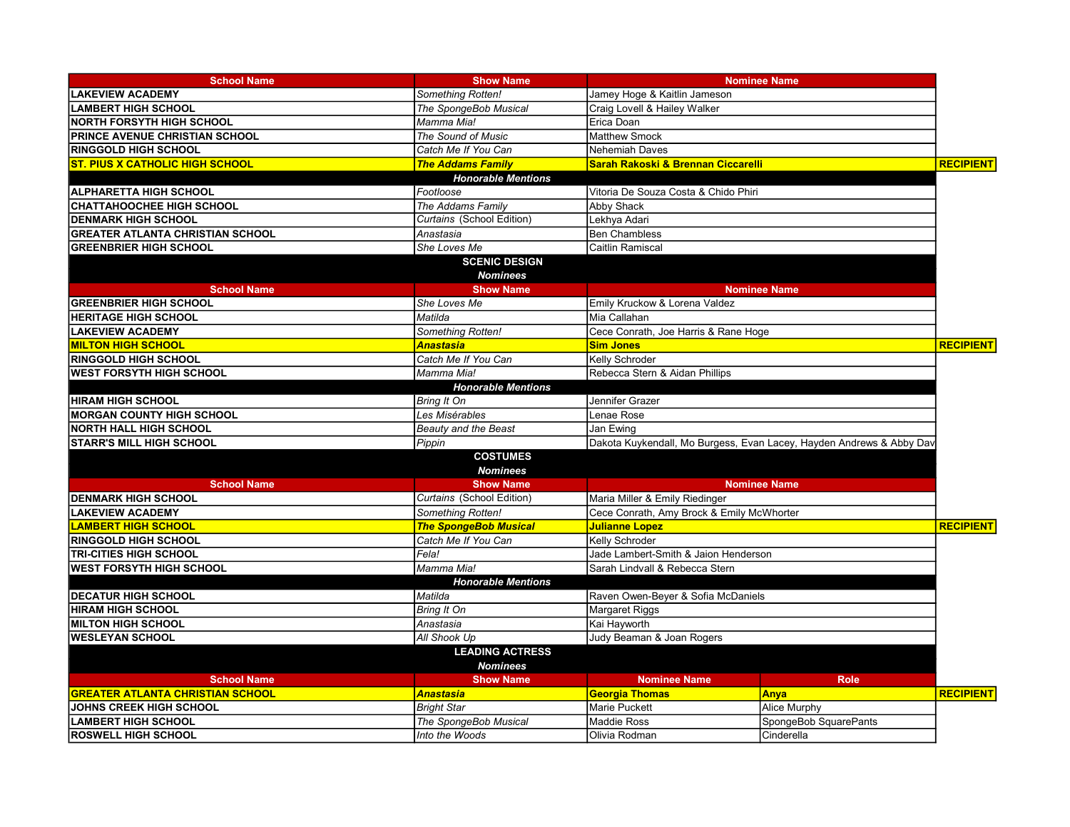| School Name | Show Name | Nominee Name | |
|---|---|---|---|
| LAKEVIEW ACADEMY | *Something Rotten!* | Jamey Hoge & Kaitlin Jameson | |
| LAMBERT HIGH SCHOOL | *The SpongeBob Musical* | Craig Lovell & Hailey Walker | |
| NORTH FORSYTH HIGH SCHOOL | *Mamma Mia!* | Erica Doan | |
| PRINCE AVENUE CHRISTIAN SCHOOL | *The Sound of Music* | Matthew Smock | |
| RINGGOLD HIGH SCHOOL | *Catch Me If You Can* | Nehemiah Daves | |
| **ST. PIUS X CATHOLIC HIGH SCHOOL** | ***The Addams Family*** | **Sarah Rakoski & Brennan Ciccarelli** | **RECIPIENT** |
| | ***Honorable Mentions*** | | |
| ALPHARETTA HIGH SCHOOL | *Footloose* | Vitoria De Souza Costa & Chido Phiri | |
| CHATTAHOOCHEE HIGH SCHOOL | *The Addams Family* | Abby Shack | |
| DENMARK HIGH SCHOOL | *Curtains* (School Edition) | Lekhya Adari | |
| GREATER ATLANTA CHRISTIAN SCHOOL | *Anastasia* | Ben Chambless | |
| GREENBRIER HIGH SCHOOL | *She Loves Me* | Caitlin Ramiscal | |

## SCENIC DESIGN

***Nominees***

| School Name | Show Name | Nominee Name | |
|---|---|---|---|
| GREENBRIER HIGH SCHOOL | *She Loves Me* | Emily Kruckow & Lorena Valdez | |
| HERITAGE HIGH SCHOOL | *Matilda* | Mia Callahan | |
| LAKEVIEW ACADEMY | *Something Rotten!* | Cece Conrath, Joe Harris & Rane Hoge | |
| **MILTON HIGH SCHOOL** | ***Anastasia*** | **Sim Jones** | **RECIPIENT** |
| RINGGOLD HIGH SCHOOL | *Catch Me If You Can* | Kelly Schroder | |
| WEST FORSYTH HIGH SCHOOL | *Mamma Mia!* | Rebecca Stern & Aidan Phillips | |
| | ***Honorable Mentions*** | | |
| HIRAM HIGH SCHOOL | *Bring It On* | Jennifer Grazer | |
| MORGAN COUNTY HIGH SCHOOL | *Les Misérables* | Lenae Rose | |
| NORTH HALL HIGH SCHOOL | *Beauty and the Beast* | Jan Ewing | |
| STARR'S MILL HIGH SCHOOL | *Pippin* | Dakota Kuykendall, Mo Burgess, Evan Lacey, Hayden Andrews & Abby Dav | |

## COSTUMES

***Nominees***

| School Name | Show Name | Nominee Name | |
|---|---|---|---|
| DENMARK HIGH SCHOOL | *Curtains* (School Edition) | Maria Miller & Emily Riedinger | |
| LAKEVIEW ACADEMY | *Something Rotten!* | Cece Conrath, Amy Brock & Emily McWhorter | |
| **LAMBERT HIGH SCHOOL** | ***The SpongeBob Musical*** | **Julianne Lopez** | **RECIPIENT** |
| RINGGOLD HIGH SCHOOL | *Catch Me If You Can* | Kelly Schroder | |
| TRI-CITIES HIGH SCHOOL | *Fela!* | Jade Lambert-Smith & Jaion Henderson | |
| WEST FORSYTH HIGH SCHOOL | *Mamma Mia!* | Sarah Lindvall & Rebecca Stern | |
| | ***Honorable Mentions*** | | |
| DECATUR HIGH SCHOOL | *Matilda* | Raven Owen-Beyer & Sofia McDaniels | |
| HIRAM HIGH SCHOOL | *Bring It On* | Margaret Riggs | |
| MILTON HIGH SCHOOL | *Anastasia* | Kai Hayworth | |
| WESLEYAN SCHOOL | *All Shook Up* | Judy Beaman & Joan Rogers | |

## LEADING ACTRESS

***Nominees***

| School Name | Show Name | Nominee Name | Role | |
|---|---|---|---|---|
| **GREATER ATLANTA CHRISTIAN SCHOOL** | ***Anastasia*** | **Georgia Thomas** | **Anya** | **RECIPIENT** |
| JOHNS CREEK HIGH SCHOOL | *Bright Star* | Marie Puckett | Alice Murphy | |
| LAMBERT HIGH SCHOOL | *The SpongeBob Musical* | Maddie Ross | SpongeBob SquarePants | |
| ROSWELL HIGH SCHOOL | *Into the Woods* | Olivia Rodman | Cinderella | |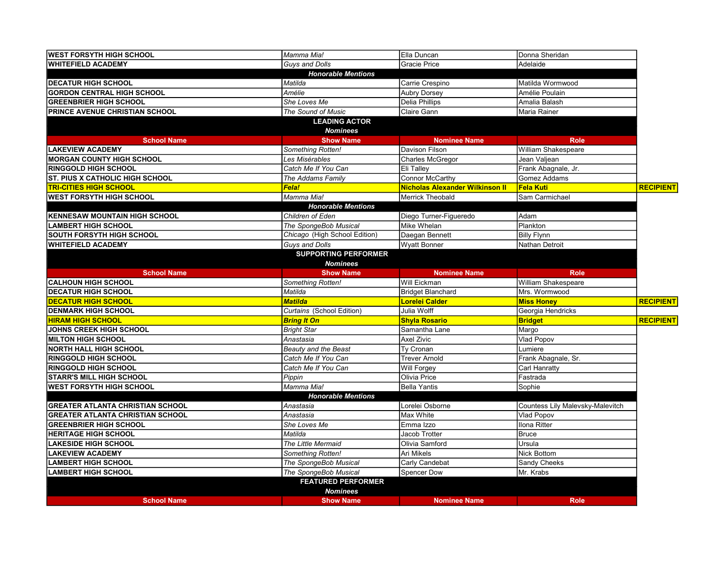| | | | | |
|---|---|---|---|---|
| **WEST FORSYTH HIGH SCHOOL** | *Mamma Mia!* | Ella Duncan | Donna Sheridan | |
| **WHITEFIELD ACADEMY** | *Guys and Dolls* | Gracie Price | Adelaide | |
| ***Honorable Mentions*** | | | | |
| **DECATUR HIGH SCHOOL** | *Matilda* | Carrie Crespino | Matilda Wormwood | |
| **GORDON CENTRAL HIGH SCHOOL** | *Amélie* | Aubry Dorsey | Amélie Poulain | |
| **GREENBRIER HIGH SCHOOL** | *She Loves Me* | Delia Phillips | Amalia Balash | |
| **PRINCE AVENUE CHRISTIAN SCHOOL** | *The Sound of Music* | Claire Gann | Maria Rainer | |

## LEADING ACTOR

***Nominees***

| School Name | Show Name | Nominee Name | Role | |
|---|---|---|---|---|
| **LAKEVIEW ACADEMY** | *Something Rotten!* | Davison Filson | William Shakespeare | |
| **MORGAN COUNTY HIGH SCHOOL** | *Les Misérables* | Charles McGregor | Jean Valjean | |
| **RINGGOLD HIGH SCHOOL** | *Catch Me If You Can* | Eli Talley | Frank Abagnale, Jr. | |
| **ST. PIUS X CATHOLIC HIGH SCHOOL** | *The Addams Family* | Connor McCarthy | Gomez Addams | |
| **TRI-CITIES HIGH SCHOOL** | ***Fela!*** | **Nicholas Alexander Wilkinson II** | **Fela Kuti** | **RECIPIENT** |
| **WEST FORSYTH HIGH SCHOOL** | *Mamma Mia!* | Merrick Theobald | Sam Carmichael | |
| ***Honorable Mentions*** | | | | |
| **KENNESAW MOUNTAIN HIGH SCHOOL** | *Children of Eden* | Diego Turner-Figueredo | Adam | |
| **LAMBERT HIGH SCHOOL** | *The SpongeBob Musical* | Mike Whelan | Plankton | |
| **SOUTH FORSYTH HIGH SCHOOL** | *Chicago* (High School Edition) | Daegan Bennett | Billy Flynn | |
| **WHITEFIELD ACADEMY** | *Guys and Dolls* | Wyatt Bonner | Nathan Detroit | |

## SUPPORTING PERFORMER

***Nominees***

| School Name | Show Name | Nominee Name | Role | |
|---|---|---|---|---|
| **CALHOUN HIGH SCHOOL** | *Something Rotten!* | Will Eickman | William Shakespeare | |
| **DECATUR HIGH SCHOOL** | *Matilda* | Bridget Blanchard | Mrs. Wormwood | |
| **DECATUR HIGH SCHOOL** | ***Matilda*** | **Lorelei Calder** | **Miss Honey** | **RECIPIENT** |
| **DENMARK HIGH SCHOOL** | *Curtains* (School Edition) | Julia Wolff | Georgia Hendricks | |
| **HIRAM HIGH SCHOOL** | ***Bring It On*** | **Shyla Rosario** | **Bridget** | **RECIPIENT** |
| **JOHNS CREEK HIGH SCHOOL** | *Bright Star* | Samantha Lane | Margo | |
| **MILTON HIGH SCHOOL** | *Anastasia* | Axel Zivic | Vlad Popov | |
| **NORTH HALL HIGH SCHOOL** | *Beauty and the Beast* | Ty Cronan | Lumiere | |
| **RINGGOLD HIGH SCHOOL** | *Catch Me If You Can* | Trever Arnold | Frank Abagnale, Sr. | |
| **RINGGOLD HIGH SCHOOL** | *Catch Me If You Can* | Will Forgey | Carl Hanratty | |
| **STARR'S MILL HIGH SCHOOL** | *Pippin* | Olivia Price | Fastrada | |
| **WEST FORSYTH HIGH SCHOOL** | *Mamma Mia!* | Bella Yantis | Sophie | |
| ***Honorable Mentions*** | | | | |
| **GREATER ATLANTA CHRISTIAN SCHOOL** | *Anastasia* | Lorelei Osborne | Countess Lily Malevsky-Malevitch | |
| **GREATER ATLANTA CHRISTIAN SCHOOL** | *Anastasia* | Max White | Vlad Popov | |
| **GREENBRIER HIGH SCHOOL** | *She Loves Me* | Emma Izzo | Ilona Ritter | |
| **HERITAGE HIGH SCHOOL** | *Matilda* | Jacob Trotter | Bruce | |
| **LAKESIDE HIGH SCHOOL** | *The Little Mermaid* | Olivia Samford | Ursula | |
| **LAKEVIEW ACADEMY** | *Something Rotten!* | Ari Mikels | Nick Bottom | |
| **LAMBERT HIGH SCHOOL** | *The SpongeBob Musical* | Carly Candebat | Sandy Cheeks | |
| **LAMBERT HIGH SCHOOL** | *The SpongeBob Musical* | Spencer Dow | Mr. Krabs | |

## FEATURED PERFORMER

***Nominees***

| School Name | Show Name | Nominee Name | Role |
|---|---|---|---|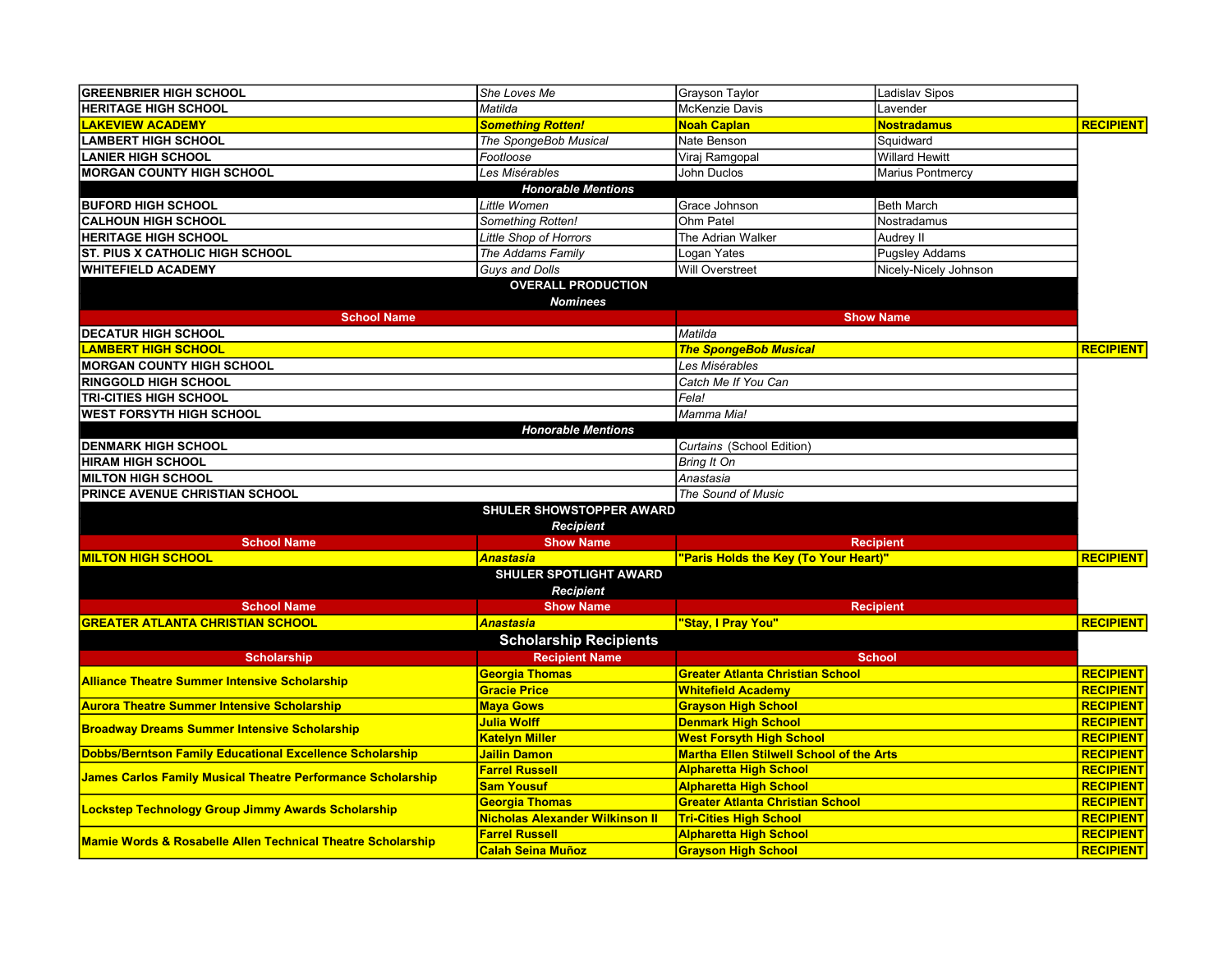| | | | | |
|---|---|---|---|---|
| GREENBRIER HIGH SCHOOL | *She Loves Me* | Grayson Taylor | Ladislav Sipos | |
| HERITAGE HIGH SCHOOL | *Matilda* | McKenzie Davis | Lavender | |
| **LAKEVIEW ACADEMY** | ***Something Rotten!*** | **Noah Caplan** | **Nostradamus** | **RECIPIENT** |
| LAMBERT HIGH SCHOOL | *The SpongeBob Musical* | Nate Benson | Squidward | |
| LANIER HIGH SCHOOL | *Footloose* | Viraj Ramgopal | Willard Hewitt | |
| MORGAN COUNTY HIGH SCHOOL | *Les Misérables* | John Duclos | Marius Pontmercy | |
| ***Honorable Mentions*** | | | | |
| BUFORD HIGH SCHOOL | *Little Women* | Grace Johnson | Beth March | |
| CALHOUN HIGH SCHOOL | *Something Rotten!* | Ohm Patel | Nostradamus | |
| HERITAGE HIGH SCHOOL | *Little Shop of Horrors* | The Adrian Walker | Audrey II | |
| ST. PIUS X CATHOLIC HIGH SCHOOL | *The Addams Family* | Logan Yates | Pugsley Addams | |
| WHITEFIELD ACADEMY | *Guys and Dolls* | Will Overstreet | Nicely-Nicely Johnson | |

## OVERALL PRODUCTION

***Nominees***

| School Name | Show Name | |
|---|---|---|
| DECATUR HIGH SCHOOL | *Matilda* | |
| **LAMBERT HIGH SCHOOL** | ***The SpongeBob Musical*** | **RECIPIENT** |
| MORGAN COUNTY HIGH SCHOOL | *Les Misérables* | |
| RINGGOLD HIGH SCHOOL | *Catch Me If You Can* | |
| TRI-CITIES HIGH SCHOOL | *Fela!* | |
| WEST FORSYTH HIGH SCHOOL | *Mamma Mia!* | |
| ***Honorable Mentions*** | | |
| DENMARK HIGH SCHOOL | *Curtains* (School Edition) | |
| HIRAM HIGH SCHOOL | *Bring It On* | |
| MILTON HIGH SCHOOL | *Anastasia* | |
| PRINCE AVENUE CHRISTIAN SCHOOL | *The Sound of Music* | |

## SHULER SHOWSTOPPER AWARD

***Recipient***

| School Name | Show Name | Recipient | |
|---|---|---|---|
| **MILTON HIGH SCHOOL** | ***Anastasia*** | **"Paris Holds the Key (To Your Heart)"** | **RECIPIENT** |

## SHULER SPOTLIGHT AWARD

***Recipient***

| School Name | Show Name | Recipient | |
|---|---|---|---|
| **GREATER ATLANTA CHRISTIAN SCHOOL** | ***Anastasia*** | **"Stay, I Pray You"** | **RECIPIENT** |

## Scholarship Recipients

| Scholarship | Recipient Name | School | |
|---|---|---|---|
| **Alliance Theatre Summer Intensive Scholarship** | **Georgia Thomas** | **Greater Atlanta Christian School** | **RECIPIENT** |
| | **Gracie Price** | **Whitefield Academy** | **RECIPIENT** |
| **Aurora Theatre Summer Intensive Scholarship** | **Maya Gows** | **Grayson High School** | **RECIPIENT** |
| **Broadway Dreams Summer Intensive Scholarship** | **Julia Wolff** | **Denmark High School** | **RECIPIENT** |
| | **Katelyn Miller** | **West Forsyth High School** | **RECIPIENT** |
| **Dobbs/Berntson Family Educational Excellence Scholarship** | **Jailin Damon** | **Martha Ellen Stilwell School of the Arts** | **RECIPIENT** |
| **James Carlos Family Musical Theatre Performance Scholarship** | **Farrel Russell** | **Alpharetta High School** | **RECIPIENT** |
| | **Sam Yousuf** | **Alpharetta High School** | **RECIPIENT** |
| **Lockstep Technology Group Jimmy Awards Scholarship** | **Georgia Thomas** | **Greater Atlanta Christian School** | **RECIPIENT** |
| | **Nicholas Alexander Wilkinson II** | **Tri-Cities High School** | **RECIPIENT** |
| **Mamie Words & Rosabelle Allen Technical Theatre Scholarship** | **Farrel Russell** | **Alpharetta High School** | **RECIPIENT** |
| | **Calah Seina Muñoz** | **Grayson High School** | **RECIPIENT** |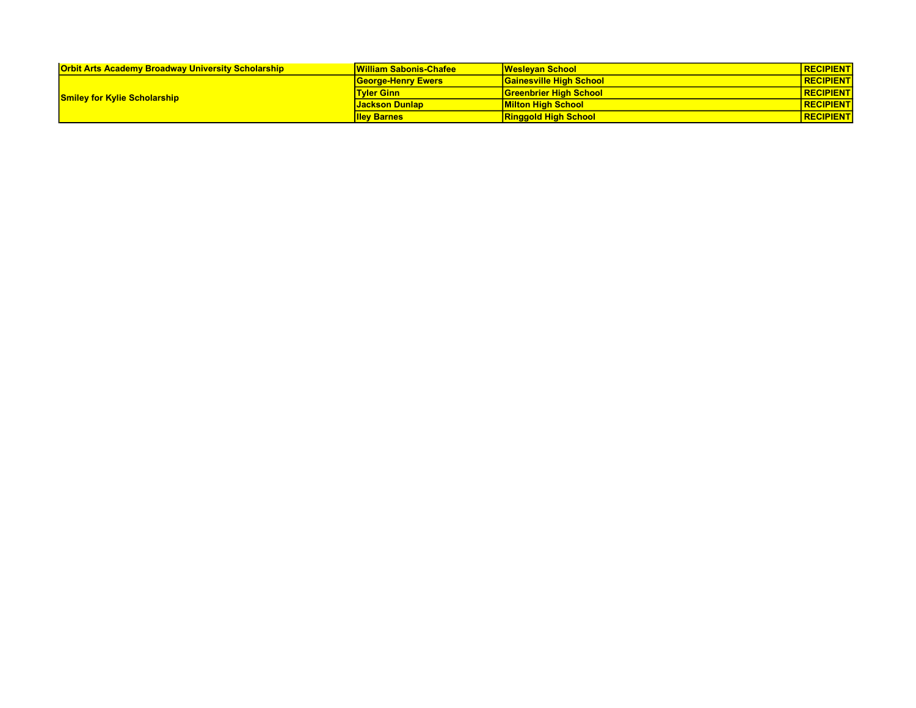| | | | |
|---|---|---|---|
| Orbit Arts Academy Broadway University Scholarship | William Sabonis-Chafee | Wesleyan School | RECIPIENT |
| Smiley for Kylie Scholarship | George-Henry Ewers | Gainesville High School | RECIPIENT |
| | Tyler Ginn | Greenbrier High School | RECIPIENT |
| | Jackson Dunlap | Milton High School | RECIPIENT |
| | Iley Barnes | Ringgold High School | RECIPIENT |